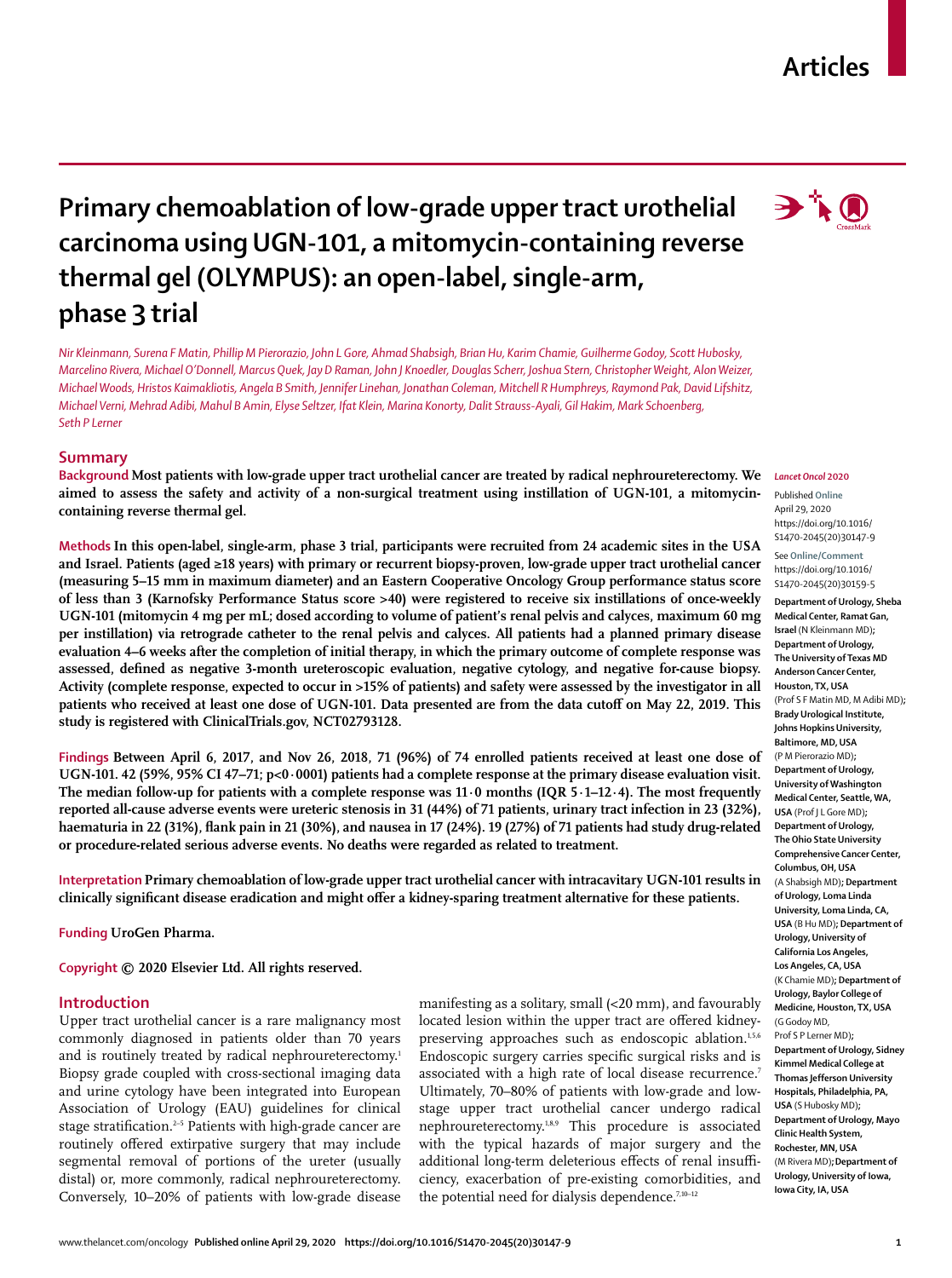# Primary chemoablation of low-grade upper tract urothelial carcinoma using UGN-101, a mitomycin-containing reverse thermal gel (OLYMPUS): an open-label, single-arm, phase 3 trial

*Nir Kleinmann, Surena F Matin, Phillip M Pierorazio, John L Gore, Ahmad Shabsigh, Brian Hu, Karim Chamie, Guilherme Godoy, Scott Hubosky, Marcelino Rivera, Michael O'Donnell, Marcus Quek, Jay D Raman, John J Knoedler, Douglas Scherr, Joshua Stern, Christopher Weight, Alon Weizer, Michael Woods, Hristos Kaimakliotis, Angela B Smith, Jennifer Linehan, Jonathan Coleman, Mitchell R Humphreys, Raymond Pak, David Lifshitz, Michael Verni, Mehrad Adibi, Mahul B Amin, Elyse Seltzer, Ifat Klein, Marina Konorty, Dalit Strauss-Ayali, Gil Hakim, Mark Schoenberg, Seth P Lerner*

## Summary

**Background** Most patients with low-grade upper tract urothelial cancer are treated by radical nephroureterectomy. We aimed to assess the safety and activity of a non-surgical treatment using instillation of UGN-101, a mitomycin-containing reverse thermal gel.

**Methods** In this open-label, single-arm, phase 3 trial, participants were recruited from 24 academic sites in the USA and Israel. Patients (aged ≥18 years) with primary or recurrent biopsy-proven, low-grade upper tract urothelial cancer (measuring 5–15 mm in maximum diameter) and an Eastern Cooperative Oncology Group performance status score of less than 3 (Karnofsky Performance Status score >40) were registered to receive six instillations of once-weekly UGN-101 (mitomycin 4 mg per mL; dosed according to volume of patient's renal pelvis and calyces, maximum 60 mg per instillation) via retrograde catheter to the renal pelvis and calyces. All patients had a planned primary disease evaluation 4–6 weeks after the completion of initial therapy, in which the primary outcome of complete response was assessed, defined as negative 3-month ureteroscopic evaluation, negative cytology, and negative for-cause biopsy. Activity (complete response, expected to occur in >15% of patients) and safety were assessed by the investigator in all patients who received at least one dose of UGN-101. Data presented are from the data cutoff on May 22, 2019. This study is registered with ClinicalTrials.gov, NCT02793128.

**Findings** Between April 6, 2017, and Nov 26, 2018, 71 (96%) of 74 enrolled patients received at least one dose of UGN-101. 42 (59%, 95% CI 47–71; p<0·0001) patients had a complete response at the primary disease evaluation visit. The median follow-up for patients with a complete response was 11·0 months (IQR 5·1–12·4). The most frequently reported all-cause adverse events were ureteric stenosis in 31 (44%) of 71 patients, urinary tract infection in 23 (32%), haematuria in 22 (31%), flank pain in 21 (30%), and nausea in 17 (24%). 19 (27%) of 71 patients had study drug-related or procedure-related serious adverse events. No deaths were regarded as related to treatment.

**Interpretation** Primary chemoablation of low-grade upper tract urothelial cancer with intracavitary UGN-101 results in clinically significant disease eradication and might offer a kidney-sparing treatment alternative for these patients.

**Funding** UroGen Pharma.

**Copyright** © 2020 Elsevier Ltd. All rights reserved.

*Lancet Oncol* 2020

Published **Online** April 29, 2020 https://doi.org/10.1016/S1470-2045(20)30147-9

See **Online/Comment** https://doi.org/10.1016/S1470-2045(20)30159-5

**Department of Urology, Sheba Medical Center, Ramat Gan, Israel** (N Kleinmann MD)**; Department of Urology, The University of Texas MD Anderson Cancer Center, Houston, TX, USA** (Prof S F Matin MD, M Adibi MD)**; Brady Urological Institute, Johns Hopkins University, Baltimore, MD, USA** (P M Pierorazio MD)**; Department of Urology, University of Washington Medical Center, Seattle, WA, USA** (Prof J L Gore MD)**; Department of Urology, The Ohio State University Comprehensive Cancer Center, Columbus, OH, USA** (A Shabsigh MD)**; Department of Urology, Loma Linda University, Loma Linda, CA, USA** (B Hu MD)**; Department of Urology, University of California Los Angeles, Los Angeles, CA, USA** (K Chamie MD)**; Department of Urology, Baylor College of Medicine, Houston, TX, USA** (G Godoy MD, Prof S P Lerner MD)**; Department of Urology, Sidney Kimmel Medical College at Thomas Jefferson University Hospitals, Philadelphia, PA, USA** (S Hubosky MD)**; Department of Urology, Mayo Clinic Health System, Rochester, MN, USA** (M Rivera MD)**; Department of Urology, University of Iowa, Iowa City, IA, USA**

## Introduction

Upper tract urothelial cancer is a rare malignancy most commonly diagnosed in patients older than 70 years and is routinely treated by radical nephroureterectomy.[1] Biopsy grade coupled with cross-sectional imaging data and urine cytology have been integrated into European Association of Urology (EAU) guidelines for clinical stage stratification.[2–5] Patients with high-grade cancer are routinely offered extirpative surgery that may include segmental removal of portions of the ureter (usually distal) or, more commonly, radical nephroureterectomy. Conversely, 10–20% of patients with low-grade disease manifesting as a solitary, small (<20 mm), and favourably located lesion within the upper tract are offered kidney-preserving approaches such as endoscopic ablation.[1,5,6] Endoscopic surgery carries specific surgical risks and is associated with a high rate of local disease recurrence.[7] Ultimately, 70–80% of patients with low-grade and low-stage upper tract urothelial cancer undergo radical nephroureterectomy.[1,8,9] This procedure is associated with the typical hazards of major surgery and the additional long-term deleterious effects of renal insufficiency, exacerbation of pre-existing comorbidities, and the potential need for dialysis dependence.[7,10–12]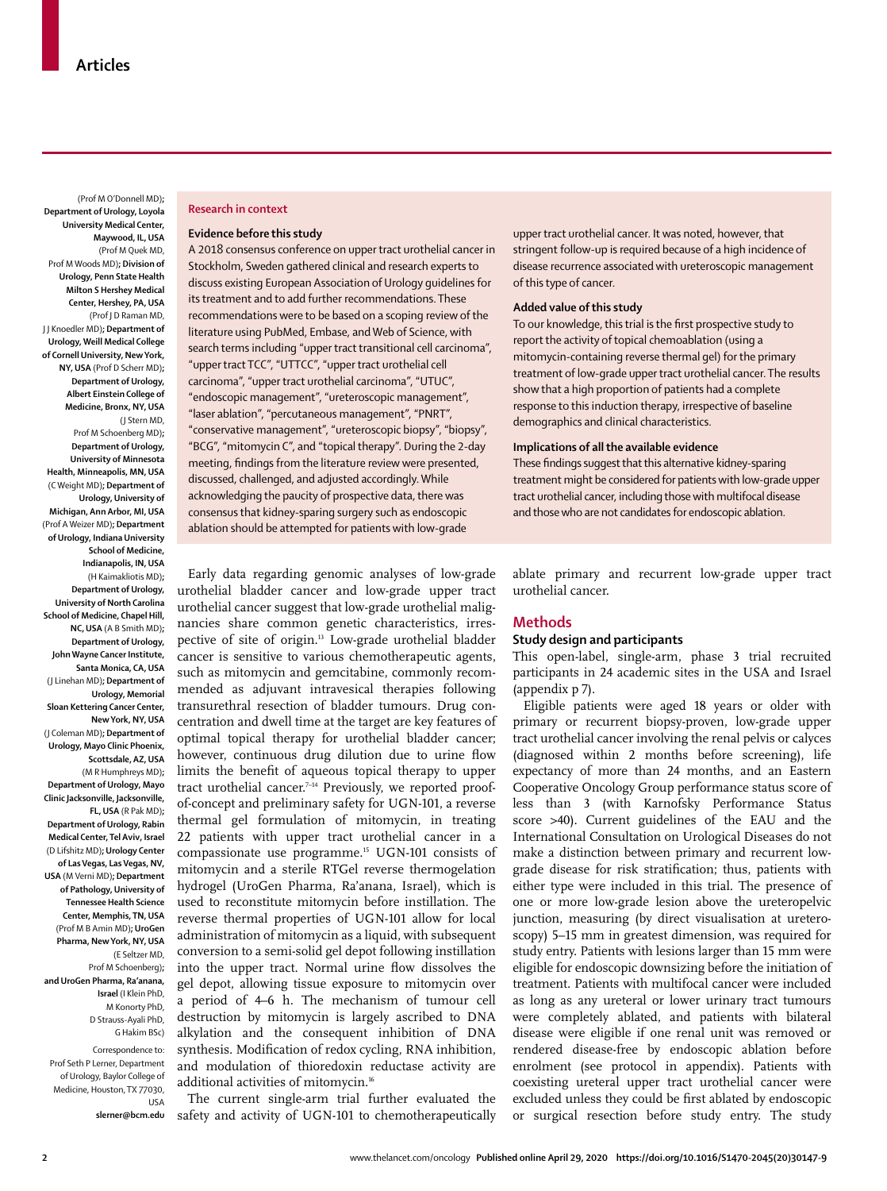(Prof M O'Donnell MD); **Department of Urology, Loyola University Medical Center, Maywood, IL, USA** (Prof M Quek MD, Prof M Woods MD); **Division of Urology, Penn State Health Milton S Hershey Medical Center, Hershey, PA, USA** (Prof J D Raman MD, J J Knoedler MD); **Department of Urology, Weill Medical College of Cornell University, New York, NY, USA** (Prof D Scherr MD); **Department of Urology, Albert Einstein College of Medicine, Bronx, NY, USA** (J Stern MD, Prof M Schoenberg MD); **Department of Urology, University of Minnesota Health, Minneapolis, MN, USA** (C Weight MD); **Department of Urology, University of Michigan, Ann Arbor, MI, USA** (Prof A Weizer MD); **Department of Urology, Indiana University School of Medicine, Indianapolis, IN, USA** (H Kaimakliotis MD); **Department of Urology, University of North Carolina School of Medicine, Chapel Hill, NC, USA** (A B Smith MD); **Department of Urology, John Wayne Cancer Institute, Santa Monica, CA, USA** (J Linehan MD); **Department of Urology, Memorial Sloan Kettering Cancer Center, New York, NY, USA** (J Coleman MD); **Department of Urology, Mayo Clinic Phoenix, Scottsdale, AZ, USA** (M R Humphreys MD); **Department of Urology, Mayo Clinic Jacksonville, Jacksonville, FL, USA** (R Pak MD); **Department of Urology, Rabin Medical Center, Tel Aviv, Israel** (D Lifshitz MD); **Urology Center of Las Vegas, Las Vegas, NV, USA** (M Verni MD); **Department of Pathology, University of Tennessee Health Science Center, Memphis, TN, USA** (Prof M B Amin MD); **UroGen Pharma, New York, NY, USA** (E Seltzer MD, Prof M Schoenberg); **and UroGen Pharma, Ra'anana, Israel** (I Klein PhD, M Konorty PhD, D Strauss-Ayali PhD, G Hakim BSc)

Correspondence to: Prof Seth P Lerner, Department of Urology, Baylor College of Medicine, Houston, TX 77030, USA **slerner@bcm.edu**

**Research in context**

**Evidence before this study**

A 2018 consensus conference on upper tract urothelial cancer in Stockholm, Sweden gathered clinical and research experts to discuss existing European Association of Urology guidelines for its treatment and to add further recommendations. These recommendations were to be based on a scoping review of the literature using PubMed, Embase, and Web of Science, with search terms including "upper tract transitional cell carcinoma", "upper tract TCC", "UTTCC", "upper tract urothelial cell carcinoma", "upper tract urothelial carcinoma", "UTUC", "endoscopic management", "ureteroscopic management", "laser ablation", "percutaneous management", "PNRT", "conservative management", "ureteroscopic biopsy", "biopsy", "BCG", "mitomycin C", and "topical therapy". During the 2-day meeting, findings from the literature review were presented, discussed, challenged, and adjusted accordingly. While acknowledging the paucity of prospective data, there was consensus that kidney-sparing surgery such as endoscopic ablation should be attempted for patients with low-grade upper tract urothelial cancer. It was noted, however, that stringent follow-up is required because of a high incidence of disease recurrence associated with ureteroscopic management of this type of cancer.

**Added value of this study**

To our knowledge, this trial is the first prospective study to report the activity of topical chemoablation (using a mitomycin-containing reverse thermal gel) for the primary treatment of low-grade upper tract urothelial cancer. The results show that a high proportion of patients had a complete response to this induction therapy, irrespective of baseline demographics and clinical characteristics.

**Implications of all the available evidence**

These findings suggest that this alternative kidney-sparing treatment might be considered for patients with low-grade upper tract urothelial cancer, including those with multifocal disease and those who are not candidates for endoscopic ablation.

Early data regarding genomic analyses of low-grade urothelial bladder cancer and low-grade upper tract urothelial cancer suggest that low-grade urothelial malignancies share common genetic characteristics, irrespective of site of origin.[13] Low-grade urothelial bladder cancer is sensitive to various chemotherapeutic agents, such as mitomycin and gemcitabine, commonly recommended as adjuvant intravesical therapies following transurethral resection of bladder tumours. Drug concentration and dwell time at the target are key features of optimal topical therapy for urothelial bladder cancer; however, continuous drug dilution due to urine flow limits the benefit of aqueous topical therapy to upper tract urothelial cancer.[7–14] Previously, we reported proof-of-concept and preliminary safety for UGN-101, a reverse thermal gel formulation of mitomycin, in treating 22 patients with upper tract urothelial cancer in a compassionate use programme.[15] UGN-101 consists of mitomycin and a sterile RTGel reverse thermogelation hydrogel (UroGen Pharma, Ra'anana, Israel), which is used to reconstitute mitomycin before instillation. The reverse thermal properties of UGN-101 allow for local administration of mitomycin as a liquid, with subsequent conversion to a semi-solid gel depot following instillation into the upper tract. Normal urine flow dissolves the gel depot, allowing tissue exposure to mitomycin over a period of 4–6 h. The mechanism of tumour cell destruction by mitomycin is largely ascribed to DNA alkylation and the consequent inhibition of DNA synthesis. Modification of redox cycling, RNA inhibition, and modulation of thioredoxin reductase activity are additional activities of mitomycin.[16]

The current single-arm trial further evaluated the safety and activity of UGN-101 to chemotherapeutically ablate primary and recurrent low-grade upper tract urothelial cancer.

## Methods

### Study design and participants

This open-label, single-arm, phase 3 trial recruited participants in 24 academic sites in the USA and Israel (appendix p 7).

Eligible patients were aged 18 years or older with primary or recurrent biopsy-proven, low-grade upper tract urothelial cancer involving the renal pelvis or calyces (diagnosed within 2 months before screening), life expectancy of more than 24 months, and an Eastern Cooperative Oncology Group performance status score of less than 3 (with Karnofsky Performance Status score >40). Current guidelines of the EAU and the International Consultation on Urological Diseases do not make a distinction between primary and recurrent low-grade disease for risk stratification; thus, patients with either type were included in this trial. The presence of one or more low-grade lesion above the ureteropelvic junction, measuring (by direct visualisation at ureteroscopy) 5–15 mm in greatest dimension, was required for study entry. Patients with lesions larger than 15 mm were eligible for endoscopic downsizing before the initiation of treatment. Patients with multifocal cancer were included as long as any ureteral or lower urinary tract tumours were completely ablated, and patients with bilateral disease were eligible if one renal unit was removed or rendered disease-free by endoscopic ablation before enrolment (see protocol in appendix). Patients with coexisting ureteral upper tract urothelial cancer were excluded unless they could be first ablated by endoscopic or surgical resection before study entry. The study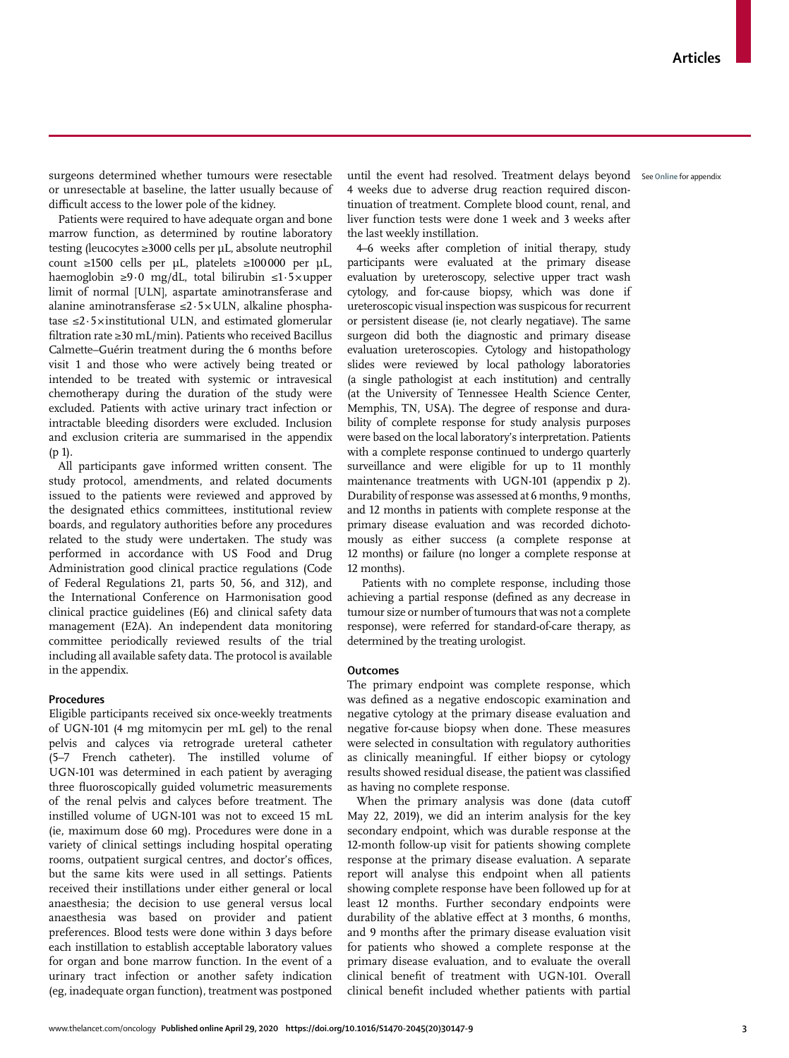surgeons determined whether tumours were resectable or unresectable at baseline, the latter usually because of difficult access to the lower pole of the kidney.

Patients were required to have adequate organ and bone marrow function, as determined by routine laboratory testing (leucocytes ≥3000 cells per µL, absolute neutrophil count ≥1500 cells per µL, platelets ≥100 000 per µL, haemoglobin ≥9·0 mg/dL, total bilirubin ≤1·5×upper limit of normal [ULN], aspartate aminotransferase and alanine aminotransferase ≤2·5×ULN, alkaline phosphatase ≤2·5×institutional ULN, and estimated glomerular filtration rate ≥30 mL/min). Patients who received Bacillus Calmette–Guérin treatment during the 6 months before visit 1 and those who were actively being treated or intended to be treated with systemic or intravesical chemotherapy during the duration of the study were excluded. Patients with active urinary tract infection or intractable bleeding disorders were excluded. Inclusion and exclusion criteria are summarised in the appendix (p 1).

All participants gave informed written consent. The study protocol, amendments, and related documents issued to the patients were reviewed and approved by the designated ethics committees, institutional review boards, and regulatory authorities before any procedures related to the study were undertaken. The study was performed in accordance with US Food and Drug Administration good clinical practice regulations (Code of Federal Regulations 21, parts 50, 56, and 312), and the International Conference on Harmonisation good clinical practice guidelines (E6) and clinical safety data management (E2A). An independent data monitoring committee periodically reviewed results of the trial including all available safety data. The protocol is available in the appendix.

### Procedures

Eligible participants received six once-weekly treatments of UGN-101 (4 mg mitomycin per mL gel) to the renal pelvis and calyces via retrograde ureteral catheter (5–7 French catheter). The instilled volume of UGN-101 was determined in each patient by averaging three fluoroscopically guided volumetric measurements of the renal pelvis and calyces before treatment. The instilled volume of UGN-101 was not to exceed 15 mL (ie, maximum dose 60 mg). Procedures were done in a variety of clinical settings including hospital operating rooms, outpatient surgical centres, and doctor's offices, but the same kits were used in all settings. Patients received their instillations under either general or local anaesthesia; the decision to use general versus local anaesthesia was based on provider and patient preferences. Blood tests were done within 3 days before each instillation to establish acceptable laboratory values for organ and bone marrow function. In the event of a urinary tract infection or another safety indication (eg, inadequate organ function), treatment was postponed until the event had resolved. Treatment delays beyond 4 weeks due to adverse drug reaction required discontinuation of treatment. Complete blood count, renal, and liver function tests were done 1 week and 3 weeks after the last weekly instillation.

See Online for appendix

4–6 weeks after completion of initial therapy, study participants were evaluated at the primary disease evaluation by ureteroscopy, selective upper tract wash cytology, and for-cause biopsy, which was done if ureteroscopic visual inspection was suspicous for recurrent or persistent disease (ie, not clearly negatiave). The same surgeon did both the diagnostic and primary disease evaluation ureteroscopies. Cytology and histopathology slides were reviewed by local pathology laboratories (a single pathologist at each institution) and centrally (at the University of Tennessee Health Science Center, Memphis, TN, USA). The degree of response and durability of complete response for study analysis purposes were based on the local laboratory's interpretation. Patients with a complete response continued to undergo quarterly surveillance and were eligible for up to 11 monthly maintenance treatments with UGN-101 (appendix p 2). Durability of response was assessed at 6 months, 9 months, and 12 months in patients with complete response at the primary disease evaluation and was recorded dichotomously as either success (a complete response at 12 months) or failure (no longer a complete response at 12 months).

Patients with no complete response, including those achieving a partial response (defined as any decrease in tumour size or number of tumours that was not a complete response), were referred for standard-of-care therapy, as determined by the treating urologist.

### Outcomes

The primary endpoint was complete response, which was defined as a negative endoscopic examination and negative cytology at the primary disease evaluation and negative for-cause biopsy when done. These measures were selected in consultation with regulatory authorities as clinically meaningful. If either biopsy or cytology results showed residual disease, the patient was classified as having no complete response.

When the primary analysis was done (data cutoff May 22, 2019), we did an interim analysis for the key secondary endpoint, which was durable response at the 12-month follow-up visit for patients showing complete response at the primary disease evaluation. A separate report will analyse this endpoint when all patients showing complete response have been followed up for at least 12 months. Further secondary endpoints were durability of the ablative effect at 3 months, 6 months, and 9 months after the primary disease evaluation visit for patients who showed a complete response at the primary disease evaluation, and to evaluate the overall clinical benefit of treatment with UGN-101. Overall clinical benefit included whether patients with partial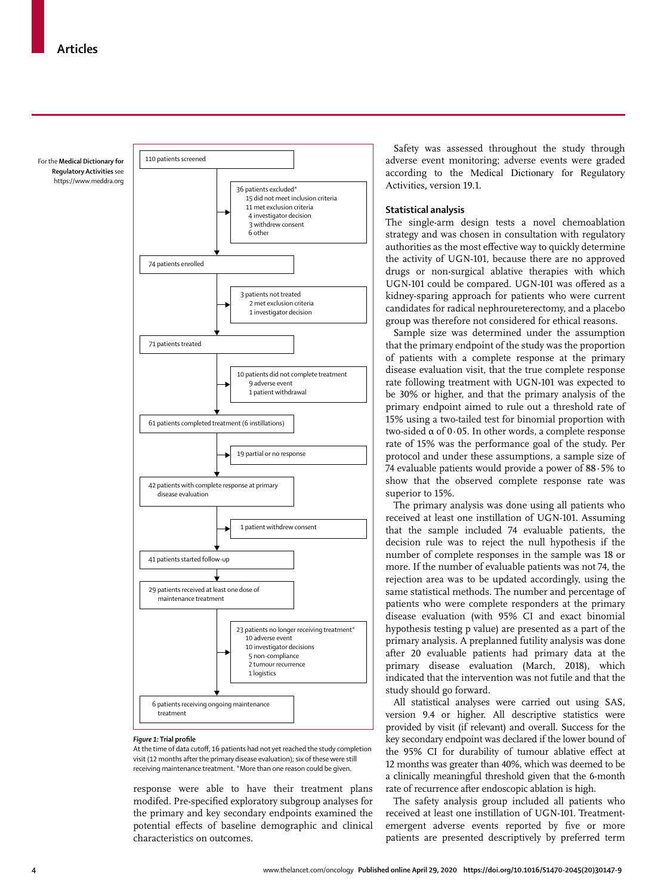For the **Medical Dictionary for Regulatory Activities** see https://www.meddra.org

110 patients screened

36 patients excluded*
- 15 did not meet inclusion criteria
- 11 met exclusion criteria
- 4 investigator decision
- 3 withdrew consent
- 6 other

74 patients enrolled

3 patients not treated
- 2 met exclusion criteria
- 1 investigator decision

71 patients treated

10 patients did not complete treatment
- 9 adverse event
- 1 patient withdrawal

61 patients completed treatment (6 instillations)

19 partial or no response

42 patients with complete response at primary disease evaluation

1 patient withdrew consent

41 patients started follow-up

29 patients received at least one dose of maintenance treatment

23 patients no longer receiving treatment*
- 10 adverse event
- 10 investigator decisions
- 5 non-compliance
- 2 tumour recurrence
- 1 logistics

6 patients receiving ongoing maintenance treatment

***Figure 1:* Trial profile**
At the time of data cutoff, 16 patients had not yet reached the study completion visit (12 months after the primary disease evaluation); six of these were still receiving maintenance treatment. *More than one reason could be given.

response were able to have their treatment plans modifed. Pre-specified exploratory subgroup analyses for the primary and key secondary endpoints examined the potential effects of baseline demographic and clinical characteristics on outcomes.

Safety was assessed throughout the study through adverse event monitoring; adverse events were graded according to the Medical Dictionary for Regulatory Activities, version 19.1.

### Statistical analysis

The single-arm design tests a novel chemoablation strategy and was chosen in consultation with regulatory authorities as the most effective way to quickly determine the activity of UGN-101, because there are no approved drugs or non-surgical ablative therapies with which UGN-101 could be compared. UGN-101 was offered as a kidney-sparing approach for patients who were current candidates for radical nephroureterectomy, and a placebo group was therefore not considered for ethical reasons.

Sample size was determined under the assumption that the primary endpoint of the study was the proportion of patients with a complete response at the primary disease evaluation visit, that the true complete response rate following treatment with UGN-101 was expected to be 30% or higher, and that the primary analysis of the primary endpoint aimed to rule out a threshold rate of 15% using a two-tailed test for binomial proportion with two-sided $\alpha$ of 0·05. In other words, a complete response rate of 15% was the performance goal of the study. Per protocol and under these assumptions, a sample size of 74 evaluable patients would provide a power of 88·5% to show that the observed complete response rate was superior to 15%.

The primary analysis was done using all patients who received at least one instillation of UGN-101. Assuming that the sample included 74 evaluable patients, the decision rule was to reject the null hypothesis if the number of complete responses in the sample was 18 or more. If the number of evaluable patients was not 74, the rejection area was to be updated accordingly, using the same statistical methods. The number and percentage of patients who were complete responders at the primary disease evaluation (with 95% CI and exact binomial hypothesis testing p value) are presented as a part of the primary analysis. A preplanned futility analysis was done after 20 evaluable patients had primary data at the primary disease evaluation (March, 2018), which indicated that the intervention was not futile and that the study should go forward.

All statistical analyses were carried out using SAS, version 9.4 or higher. All descriptive statistics were provided by visit (if relevant) and overall. Success for the key secondary endpoint was declared if the lower bound of the 95% CI for durability of tumour ablative effect at 12 months was greater than 40%, which was deemed to be a clinically meaningful threshold given that the 6-month rate of recurrence after endoscopic ablation is high.

The safety analysis group included all patients who received at least one instillation of UGN-101. Treatment-emergent adverse events reported by five or more patients are presented descriptively by preferred term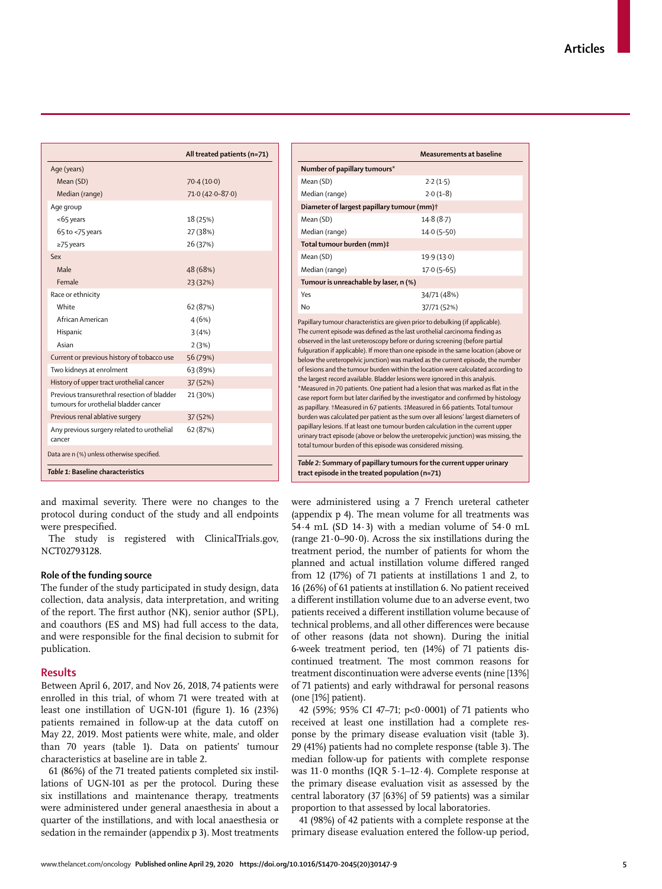| | All treated patients (n=71) |
|---|---|
| Age (years) | |
| Mean (SD) | 70·4 (10·0) |
| Median (range) | 71·0 (42·0–87·0) |
| Age group | |
| <65 years | 18 (25%) |
| 65 to <75 years | 27 (38%) |
| ≥75 years | 26 (37%) |
| Sex | |
| Male | 48 (68%) |
| Female | 23 (32%) |
| Race or ethnicity | |
| White | 62 (87%) |
| African American | 4 (6%) |
| Hispanic | 3 (4%) |
| Asian | 2 (3%) |
| Current or previous history of tobacco use | 56 (79%) |
| Two kidneys at enrolment | 63 (89%) |
| History of upper tract urothelial cancer | 37 (52%) |
| Previous transurethral resection of bladder tumours for urothelial bladder cancer | 21 (30%) |
| Previous renal ablative surgery | 37 (52%) |
| Any previous surgery related to urothelial cancer | 62 (87%) |

Data are n (%) unless otherwise specified.

*Table 1:* **Baseline characteristics**

| | Measurements at baseline |
|---|---|
| **Number of papillary tumours*** | |
| Mean (SD) | 2·2 (1·5) |
| Median (range) | 2·0 (1–8) |
| **Diameter of largest papillary tumour (mm)†** | |
| Mean (SD) | 14·8 (8·7) |
| Median (range) | 14·0 (5–50) |
| **Total tumour burden (mm)‡** | |
| Mean (SD) | 19·9 (13·0) |
| Median (range) | 17·0 (5–65) |
| **Tumour is unreachable by laser, n (%)** | |
| Yes | 34/71 (48%) |
| No | 37/71 (52%) |

Papillary tumour characteristics are given prior to debulking (if applicable). The current episode was defined as the last urothelial carcinoma finding as observed in the last ureteroscopy before or during screening (before partial fulguration if applicable). If more than one episode in the same location (above or below the ureteropelvic junction) was marked as the current episode, the number of lesions and the tumour burden within the location were calculated according to the largest record available. Bladder lesions were ignored in this analysis. *Measured in 70 patients. One patient had a lesion that was marked as flat in the case report form but later clarified by the investigator and confirmed by histology as papillary. †Measured in 67 patients. ‡Measured in 66 patients. Total tumour burden was calculated per patient as the sum over all lesions' largest diameters of papillary lesions. If at least one tumour burden calculation in the current upper urinary tract episode (above or below the ureteropelvic junction) was missing, the total tumour burden of this episode was considered missing.

*Table 2:* **Summary of papillary tumours for the current upper urinary tract episode in the treated population (n=71)**

and maximal severity. There were no changes to the protocol during conduct of the study and all endpoints were prespecified.

The study is registered with ClinicalTrials.gov, NCT02793128.

### Role of the funding source

The funder of the study participated in study design, data collection, data analysis, data interpretation, and writing of the report. The first author (NK), senior author (SPL), and coauthors (ES and MS) had full access to the data, and were responsible for the final decision to submit for publication.

## Results

Between April 6, 2017, and Nov 26, 2018, 74 patients were enrolled in this trial, of whom 71 were treated with at least one instillation of UGN-101 (figure 1). 16 (23%) patients remained in follow-up at the data cutoff on May 22, 2019. Most patients were white, male, and older than 70 years (table 1). Data on patients' tumour characteristics at baseline are in table 2.

61 (86%) of the 71 treated patients completed six instillations of UGN-101 as per the protocol. During these six instillations and maintenance therapy, treatments were administered under general anaesthesia in about a quarter of the instillations, and with local anaesthesia or sedation in the remainder (appendix p 3). Most treatments were administered using a 7 French ureteral catheter (appendix p 4). The mean volume for all treatments was 54·4 mL (SD 14·3) with a median volume of 54·0 mL (range 21·0–90·0). Across the six instillations during the treatment period, the number of patients for whom the planned and actual instillation volume differed ranged from 12 (17%) of 71 patients at instillations 1 and 2, to 16 (26%) of 61 patients at instillation 6. No patient received a different instillation volume due to an adverse event, two patients received a different instillation volume because of technical problems, and all other differences were because of other reasons (data not shown). During the initial 6-week treatment period, ten (14%) of 71 patients discontinued treatment. The most common reasons for treatment discontinuation were adverse events (nine [13%] of 71 patients) and early withdrawal for personal reasons (one [1%] patient).

42 (59%; 95% CI 47–71; p<0·0001) of 71 patients who received at least one instillation had a complete response by the primary disease evaluation visit (table 3). 29 (41%) patients had no complete response (table 3). The median follow-up for patients with complete response was 11·0 months (IQR 5·1–12·4). Complete response at the primary disease evaluation visit as assessed by the central laboratory (37 [63%] of 59 patients) was a similar proportion to that assessed by local laboratories.

41 (98%) of 42 patients with a complete response at the primary disease evaluation entered the follow-up period,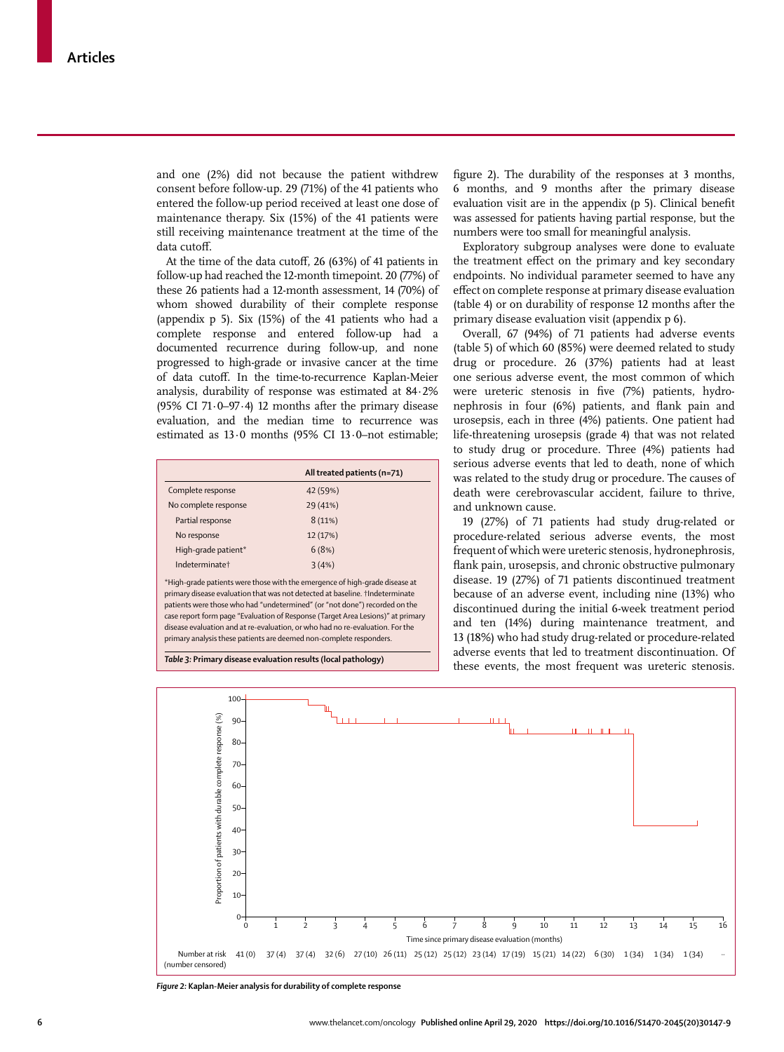and one (2%) did not because the patient withdrew consent before follow-up. 29 (71%) of the 41 patients who entered the follow-up period received at least one dose of maintenance therapy. Six (15%) of the 41 patients were still receiving maintenance treatment at the time of the data cutoff.

At the time of the data cutoff, 26 (63%) of 41 patients in follow-up had reached the 12-month timepoint. 20 (77%) of these 26 patients had a 12-month assessment, 14 (70%) of whom showed durability of their complete response (appendix p 5). Six (15%) of the 41 patients who had a complete response and entered follow-up had a documented recurrence during follow-up, and none progressed to high-grade or invasive cancer at the time of data cutoff. In the time-to-recurrence Kaplan-Meier analysis, durability of response was estimated at 84·2% (95% CI 71·0–97·4) 12 months after the primary disease evaluation, and the median time to recurrence was estimated as 13·0 months (95% CI 13·0–not estimable; figure 2). The durability of the responses at 3 months, 6 months, and 9 months after the primary disease evaluation visit are in the appendix (p 5). Clinical benefit was assessed for patients having partial response, but the numbers were too small for meaningful analysis.

| | All treated patients (n=71) |
|---|---|
| Complete response | 42 (59%) |
| No complete response | 29 (41%) |
| Partial response | 8 (11%) |
| No response | 12 (17%) |
| High-grade patient* | 6 (8%) |
| Indeterminate† | 3 (4%) |

*High-grade patients were those with the emergence of high-grade disease at primary disease evaluation that was not detected at baseline. †Indeterminate patients were those who had "undetermined" (or "not done") recorded on the case report form page "Evaluation of Response (Target Area Lesions)" at primary disease evaluation and at re-evaluation, or who had no re-evaluation. For the primary analysis these patients are deemed non-complete responders.

*Table 3:* **Primary disease evaluation results (local pathology)**

Exploratory subgroup analyses were done to evaluate the treatment effect on the primary and key secondary endpoints. No individual parameter seemed to have any effect on complete response at primary disease evaluation (table 4) or on durability of response 12 months after the primary disease evaluation visit (appendix p 6).

Overall, 67 (94%) of 71 patients had adverse events (table 5) of which 60 (85%) were deemed related to study drug or procedure. 26 (37%) patients had at least one serious adverse event, the most common of which were ureteric stenosis in five (7%) patients, hydronephrosis in four (6%) patients, and flank pain and urosepsis, each in three (4%) patients. One patient had life-threatening urosepsis (grade 4) that was not related to study drug or procedure. Three (4%) patients had serious adverse events that led to death, none of which was related to the study drug or procedure. The causes of death were cerebrovascular accident, failure to thrive, and unknown cause.

19 (27%) of 71 patients had study drug-related or procedure-related serious adverse events, the most frequent of which were ureteric stenosis, hydronephrosis, flank pain, urosepsis, and chronic obstructive pulmonary disease. 19 (27%) of 71 patients discontinued treatment because of an adverse event, including nine (13%) who discontinued during the initial 6-week treatment period and ten (14%) during maintenance treatment, and 13 (18%) who had study drug-related or procedure-related adverse events that led to treatment discontinuation. Of these events, the most frequent was ureteric stenosis.

| Time since primary disease evaluation (months) | 0 | 1 | 2 | 3 | 4 | 5 | 6 | 7 | 8 | 9 | 10 | 11 | 12 | 13 | 14 | 15 | 16 |
|---|---|---|---|---|---|---|---|---|---|---|---|---|---|---|---|---|---|
| Number at risk (number censored) | 41 (0) | 37 (4) | 37 (4) | 32 (6) | 27 (10) | 26 (11) | 25 (12) | 25 (12) | 23 (14) | 17 (19) | 15 (21) | 14 (22) | 6 (30) | 1 (34) | 1 (34) | 1 (34) | .. |

*Figure 2:* **Kaplan-Meier analysis for durability of complete response**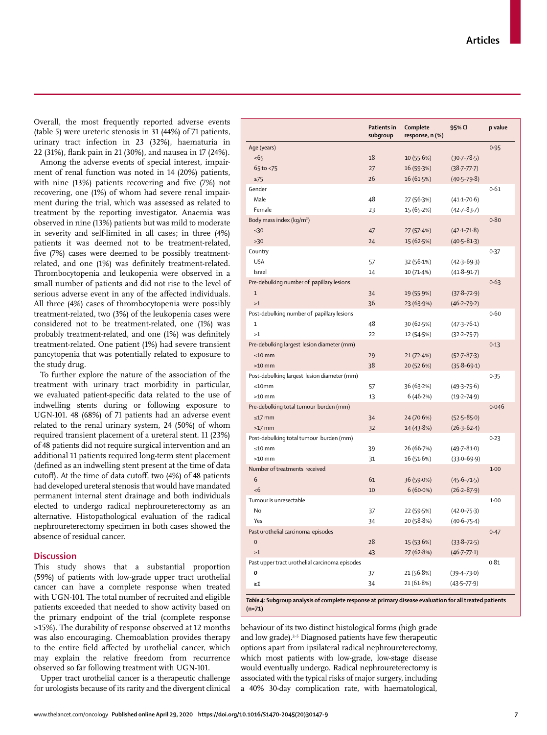Overall, the most frequently reported adverse events (table 5) were ureteric stenosis in 31 (44%) of 71 patients, urinary tract infection in 23 (32%), haematuria in 22 (31%), flank pain in 21 (30%), and nausea in 17 (24%).

Among the adverse events of special interest, impairment of renal function was noted in 14 (20%) patients, with nine (13%) patients recovering and five (7%) not recovering, one (1%) of whom had severe renal impairment during the trial, which was assessed as related to treatment by the reporting investigator. Anaemia was observed in nine (13%) patients but was mild to moderate in severity and self-limited in all cases; in three (4%) patients it was deemed not to be treatment-related, five (7%) cases were deemed to be possibly treatment-related, and one (1%) was definitely treatment-related. Thrombocytopenia and leukopenia were observed in a small number of patients and did not rise to the level of serious adverse event in any of the affected individuals. All three (4%) cases of thrombocytopenia were possibly treatment-related, two (3%) of the leukopenia cases were considered not to be treatment-related, one (1%) was probably treatment-related, and one (1%) was definitely treatment-related. One patient (1%) had severe transient pancytopenia that was potentially related to exposure to the study drug.

To further explore the nature of the association of the treatment with urinary tract morbidity in particular, we evaluated patient-specific data related to the use of indwelling stents during or following exposure to UGN-101. 48 (68%) of 71 patients had an adverse event related to the renal urinary system, 24 (50%) of whom required transient placement of a ureteral stent. 11 (23%) of 48 patients did not require surgical intervention and an additional 11 patients required long-term stent placement (defined as an indwelling stent present at the time of data cutoff). At the time of data cutoff, two (4%) of 48 patients had developed ureteral stenosis that would have mandated permanent internal stent drainage and both individuals elected to undergo radical nephroureterectomy as an alternative. Histopathological evaluation of the radical nephroureterectomy specimen in both cases showed the absence of residual cancer.

| | Patients in subgroup | Complete response, n (%) | 95% CI | p value |
|---|---|---|---|---|
| Age (years) | | | | 0·95 |
| <65 | 18 | 10 (55·6%) | (30·7–78·5) | |
| 65 to <75 | 27 | 16 (59·3%) | (38·7–77·7) | |
| ≥75 | 26 | 16 (61·5%) | (40·5–79·8) | |
| Gender | | | | 0·61 |
| Male | 48 | 27 (56·3%) | (41·1–70·6) | |
| Female | 23 | 15 (65·2%) | (42·7–83·7) | |
| Body mass index (kg/m²) | | | | 0·80 |
| ≤30 | 47 | 27 (57·4%) | (42·1–71·8) | |
| >30 | 24 | 15 (62·5%) | (40·5–81·3) | |
| Country | | | | 0·37 |
| USA | 57 | 32 (56·1%) | (42·3–69·3) | |
| Israel | 14 | 10 (71·4%) | (41·8–91·7) | |
| Pre-debulking number of papillary lesions | | | | 0·63 |
| 1 | 34 | 19 (55·9%) | (37·8–72·9) | |
| >1 | 36 | 23 (63·9%) | (46·2–79·2) | |
| Post-debulking number of papillary lesions | | | | 0·60 |
| 1 | 48 | 30 (62·5%) | (47·3–76·1) | |
| >1 | 22 | 12 (54·5%) | (32·2–75·7) | |
| Pre-debulking largest lesion diameter (mm) | | | | 0·13 |
| ≤10 mm | 29 | 21 (72·4%) | (52·7–87·3) | |
| >10 mm | 38 | 20 (52·6%) | (35·8–69·1) | |
| Post-debulking largest lesion diameter (mm) | | | | 0·35 |
| ≤10mm | 57 | 36 (63·2%) | (49·3–75·6) | |
| >10 mm | 13 | 6 (46·2%) | (19·2–74·9) | |
| Pre-debulking total tumour burden (mm) | | | | 0·046 |
| ≤17 mm | 34 | 24 (70·6%) | (52·5–85·0) | |
| >17 mm | 32 | 14 (43·8%) | (26·3–62·4) | |
| Post-debulking total tumour burden (mm) | | | | 0·23 |
| ≤10 mm | 39 | 26 (66·7%) | (49·7–81·0) | |
| >10 mm | 31 | 16 (51·6%) | (33·0–69·9) | |
| Number of treatments received | | | | 1·00 |
| 6 | 61 | 36 (59·0%) | (45·6–71·5) | |
| <6 | 10 | 6 (60·0%) | (26·2–87·9) | |
| Tumour is unresectable | | | | 1·00 |
| No | 37 | 22 (59·5%) | (42·0–75·3) | |
| Yes | 34 | 20 (58·8%) | (40·6–75·4) | |
| Past urothelial carcinoma episodes | | | | 0·47 |
| 0 | 28 | 15 (53·6%) | (33·8–72·5) | |
| ≥1 | 43 | 27 (62·8%) | (46·7–77·1) | |
| Past upper tract urothelial carcinoma episodes | | | | 0·81 |
| 0 | 37 | 21 (56·8%) | (39·4–73·0) | |
| ≥1 | 34 | 21 (61·8%) | (43·5–77·9) | |

*Table 4:* **Subgroup analysis of complete response at primary disease evaluation for all treated patients (n=71)**

## Discussion

This study shows that a substantial proportion (59%) of patients with low-grade upper tract urothelial cancer can have a complete response when treated with UGN-101. The total number of recruited and eligible patients exceeded that needed to show activity based on the primary endpoint of the trial (complete response >15%). The durability of response observed at 12 months was also encouraging. Chemoablation provides therapy to the entire field affected by urothelial cancer, which may explain the relative freedom from recurrence observed so far following treatment with UGN-101.

Upper tract urothelial cancer is a therapeutic challenge for urologists because of its rarity and the divergent clinical behaviour of its two distinct histological forms (high grade and low grade).[2–5] Diagnosed patients have few therapeutic options apart from ipsilateral radical nephroureterectomy, which most patients with low-grade, low-stage disease would eventually undergo. Radical nephroureterectomy is associated with the typical risks of major surgery, including a 40% 30-day complication rate, with haematological,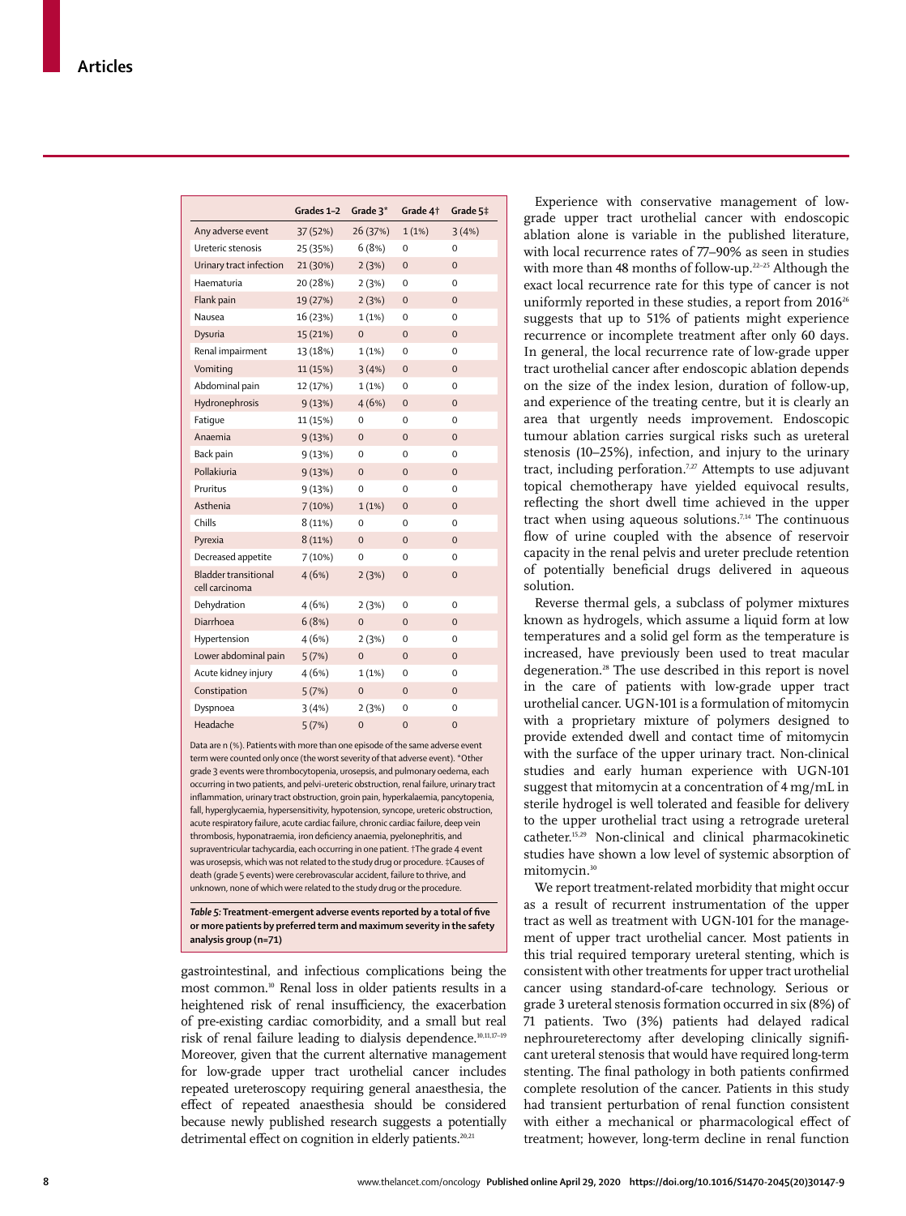| | Grades 1–2 | Grade 3* | Grade 4† | Grade 5‡ |
|---|---|---|---|---|
| Any adverse event | 37 (52%) | 26 (37%) | 1 (1%) | 3 (4%) |
| Ureteric stenosis | 25 (35%) | 6 (8%) | 0 | 0 |
| Urinary tract infection | 21 (30%) | 2 (3%) | 0 | 0 |
| Haematuria | 20 (28%) | 2 (3%) | 0 | 0 |
| Flank pain | 19 (27%) | 2 (3%) | 0 | 0 |
| Nausea | 16 (23%) | 1 (1%) | 0 | 0 |
| Dysuria | 15 (21%) | 0 | 0 | 0 |
| Renal impairment | 13 (18%) | 1 (1%) | 0 | 0 |
| Vomiting | 11 (15%) | 3 (4%) | 0 | 0 |
| Abdominal pain | 12 (17%) | 1 (1%) | 0 | 0 |
| Hydronephrosis | 9 (13%) | 4 (6%) | 0 | 0 |
| Fatigue | 11 (15%) | 0 | 0 | 0 |
| Anaemia | 9 (13%) | 0 | 0 | 0 |
| Back pain | 9 (13%) | 0 | 0 | 0 |
| Pollakiuria | 9 (13%) | 0 | 0 | 0 |
| Pruritus | 9 (13%) | 0 | 0 | 0 |
| Asthenia | 7 (10%) | 1 (1%) | 0 | 0 |
| Chills | 8 (11%) | 0 | 0 | 0 |
| Pyrexia | 8 (11%) | 0 | 0 | 0 |
| Decreased appetite | 7 (10%) | 0 | 0 | 0 |
| Bladder transitional cell carcinoma | 4 (6%) | 2 (3%) | 0 | 0 |
| Dehydration | 4 (6%) | 2 (3%) | 0 | 0 |
| Diarrhoea | 6 (8%) | 0 | 0 | 0 |
| Hypertension | 4 (6%) | 2 (3%) | 0 | 0 |
| Lower abdominal pain | 5 (7%) | 0 | 0 | 0 |
| Acute kidney injury | 4 (6%) | 1 (1%) | 0 | 0 |
| Constipation | 5 (7%) | 0 | 0 | 0 |
| Dyspnoea | 3 (4%) | 2 (3%) | 0 | 0 |
| Headache | 5 (7%) | 0 | 0 | 0 |

Data are n (%). Patients with more than one episode of the same adverse event term were counted only once (the worst severity of that adverse event). *Other grade 3 events were thrombocytopenia, urosepsis, and pulmonary oedema, each occurring in two patients, and pelvi-ureteric obstruction, renal failure, urinary tract inflammation, urinary tract obstruction, groin pain, hyperkalaemia, pancytopenia, fall, hyperglycaemia, hypersensitivity, hypotension, syncope, ureteric obstruction, acute respiratory failure, acute cardiac failure, chronic cardiac failure, deep vein thrombosis, hyponatraemia, iron deficiency anaemia, pyelonephritis, and supraventricular tachycardia, each occurring in one patient. †The grade 4 event was urosepsis, which was not related to the study drug or procedure. ‡Causes of death (grade 5 events) were cerebrovascular accident, failure to thrive, and unknown, none of which were related to the study drug or the procedure.

**Table 5: Treatment-emergent adverse events reported by a total of five or more patients by preferred term and maximum severity in the safety analysis group (n=71)**

gastrointestinal, and infectious complications being the most common.[10] Renal loss in older patients results in a heightened risk of renal insufficiency, the exacerbation of pre-existing cardiac comorbidity, and a small but real risk of renal failure leading to dialysis dependence.[10,11,17–19] Moreover, given that the current alternative management for low-grade upper tract urothelial cancer includes repeated ureteroscopy requiring general anaesthesia, the effect of repeated anaesthesia should be considered because newly published research suggests a potentially detrimental effect on cognition in elderly patients.[20,21]

Experience with conservative management of low-grade upper tract urothelial cancer with endoscopic ablation alone is variable in the published literature, with local recurrence rates of 77–90% as seen in studies with more than 48 months of follow-up.[22–25] Although the exact local recurrence rate for this type of cancer is not uniformly reported in these studies, a report from 2016[26] suggests that up to 51% of patients might experience recurrence or incomplete treatment after only 60 days. In general, the local recurrence rate of low-grade upper tract urothelial cancer after endoscopic ablation depends on the size of the index lesion, duration of follow-up, and experience of the treating centre, but it is clearly an area that urgently needs improvement. Endoscopic tumour ablation carries surgical risks such as ureteral stenosis (10–25%), infection, and injury to the urinary tract, including perforation.[7,27] Attempts to use adjuvant topical chemotherapy have yielded equivocal results, reflecting the short dwell time achieved in the upper tract when using aqueous solutions.[7,14] The continuous flow of urine coupled with the absence of reservoir capacity in the renal pelvis and ureter preclude retention of potentially beneficial drugs delivered in aqueous solution.

Reverse thermal gels, a subclass of polymer mixtures known as hydrogels, which assume a liquid form at low temperatures and a solid gel form as the temperature is increased, have previously been used to treat macular degeneration.[28] The use described in this report is novel in the care of patients with low-grade upper tract urothelial cancer. UGN-101 is a formulation of mitomycin with a proprietary mixture of polymers designed to provide extended dwell and contact time of mitomycin with the surface of the upper urinary tract. Non-clinical studies and early human experience with UGN-101 suggest that mitomycin at a concentration of 4 mg/mL in sterile hydrogel is well tolerated and feasible for delivery to the upper urothelial tract using a retrograde ureteral catheter.[15,29] Non-clinical and clinical pharmacokinetic studies have shown a low level of systemic absorption of mitomycin.[30]

We report treatment-related morbidity that might occur as a result of recurrent instrumentation of the upper tract as well as treatment with UGN-101 for the management of upper tract urothelial cancer. Most patients in this trial required temporary ureteral stenting, which is consistent with other treatments for upper tract urothelial cancer using standard-of-care technology. Serious or grade 3 ureteral stenosis formation occurred in six (8%) of 71 patients. Two (3%) patients had delayed radical nephroureterectomy after developing clinically significant ureteral stenosis that would have required long-term stenting. The final pathology in both patients confirmed complete resolution of the cancer. Patients in this study had transient perturbation of renal function consistent with either a mechanical or pharmacological effect of treatment; however, long-term decline in renal function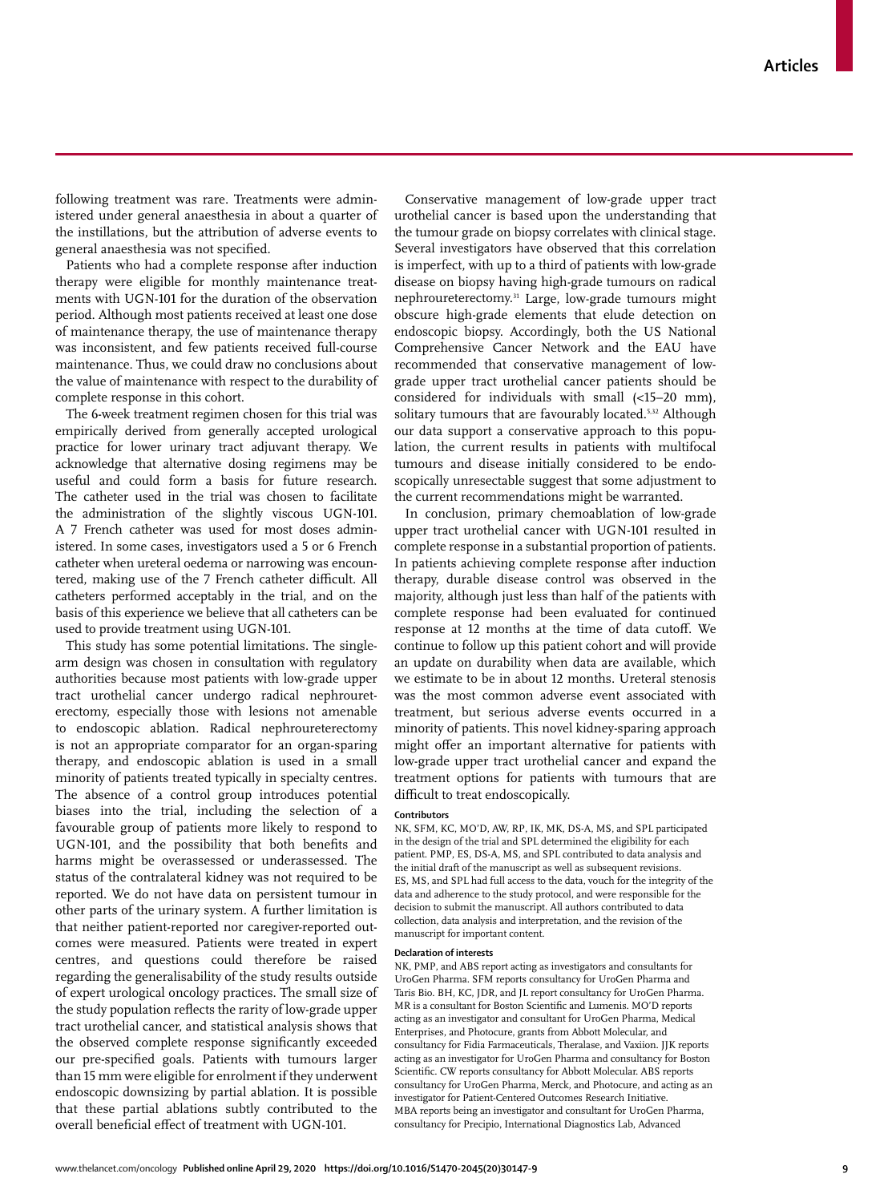following treatment was rare. Treatments were administered under general anaesthesia in about a quarter of the instillations, but the attribution of adverse events to general anaesthesia was not specified.

Patients who had a complete response after induction therapy were eligible for monthly maintenance treatments with UGN-101 for the duration of the observation period. Although most patients received at least one dose of maintenance therapy, the use of maintenance therapy was inconsistent, and few patients received full-course maintenance. Thus, we could draw no conclusions about the value of maintenance with respect to the durability of complete response in this cohort.

The 6-week treatment regimen chosen for this trial was empirically derived from generally accepted urological practice for lower urinary tract adjuvant therapy. We acknowledge that alternative dosing regimens may be useful and could form a basis for future research. The catheter used in the trial was chosen to facilitate the administration of the slightly viscous UGN-101. A 7 French catheter was used for most doses administered. In some cases, investigators used a 5 or 6 French catheter when ureteral oedema or narrowing was encountered, making use of the 7 French catheter difficult. All catheters performed acceptably in the trial, and on the basis of this experience we believe that all catheters can be used to provide treatment using UGN-101.

This study has some potential limitations. The single-arm design was chosen in consultation with regulatory authorities because most patients with low-grade upper tract urothelial cancer undergo radical nephroureterectomy, especially those with lesions not amenable to endoscopic ablation. Radical nephroureterectomy is not an appropriate comparator for an organ-sparing therapy, and endoscopic ablation is used in a small minority of patients treated typically in specialty centres. The absence of a control group introduces potential biases into the trial, including the selection of a favourable group of patients more likely to respond to UGN-101, and the possibility that both benefits and harms might be overassessed or underassessed. The status of the contralateral kidney was not required to be reported. We do not have data on persistent tumour in other parts of the urinary system. A further limitation is that neither patient-reported nor caregiver-reported outcomes were measured. Patients were treated in expert centres, and questions could therefore be raised regarding the generalisability of the study results outside of expert urological oncology practices. The small size of the study population reflects the rarity of low-grade upper tract urothelial cancer, and statistical analysis shows that the observed complete response significantly exceeded our pre-specified goals. Patients with tumours larger than 15 mm were eligible for enrolment if they underwent endoscopic downsizing by partial ablation. It is possible that these partial ablations subtly contributed to the overall beneficial effect of treatment with UGN-101.

Conservative management of low-grade upper tract urothelial cancer is based upon the understanding that the tumour grade on biopsy correlates with clinical stage. Several investigators have observed that this correlation is imperfect, with up to a third of patients with low-grade disease on biopsy having high-grade tumours on radical nephroureterectomy.[31] Large, low-grade tumours might obscure high-grade elements that elude detection on endoscopic biopsy. Accordingly, both the US National Comprehensive Cancer Network and the EAU have recommended that conservative management of low-grade upper tract urothelial cancer patients should be considered for individuals with small (<15–20 mm), solitary tumours that are favourably located.[5,32] Although our data support a conservative approach to this population, the current results in patients with multifocal tumours and disease initially considered to be endoscopically unresectable suggest that some adjustment to the current recommendations might be warranted.

In conclusion, primary chemoablation of low-grade upper tract urothelial cancer with UGN-101 resulted in complete response in a substantial proportion of patients. In patients achieving complete response after induction therapy, durable disease control was observed in the majority, although just less than half of the patients with complete response had been evaluated for continued response at 12 months at the time of data cutoff. We continue to follow up this patient cohort and will provide an update on durability when data are available, which we estimate to be in about 12 months. Ureteral stenosis was the most common adverse event associated with treatment, but serious adverse events occurred in a minority of patients. This novel kidney-sparing approach might offer an important alternative for patients with low-grade upper tract urothelial cancer and expand the treatment options for patients with tumours that are difficult to treat endoscopically.

#### Contributors

NK, SFM, KC, MO'D, AW, RP, IK, MK, DS-A, MS, and SPL participated in the design of the trial and SPL determined the eligibility for each patient. PMP, ES, DS-A, MS, and SPL contributed to data analysis and the initial draft of the manuscript as well as subsequent revisions. ES, MS, and SPL had full access to the data, vouch for the integrity of the data and adherence to the study protocol, and were responsible for the decision to submit the manuscript. All authors contributed to data collection, data analysis and interpretation, and the revision of the manuscript for important content.

#### Declaration of interests

NK, PMP, and ABS report acting as investigators and consultants for UroGen Pharma. SFM reports consultancy for UroGen Pharma and Taris Bio. BH, KC, JDR, and JL report consultancy for UroGen Pharma. MR is a consultant for Boston Scientific and Lumenis. MO'D reports acting as an investigator and consultant for UroGen Pharma, Medical Enterprises, and Photocure, grants from Abbott Molecular, and consultancy for Fidia Farmaceuticals, Theralase, and Vaxiion. JJK reports acting as an investigator for UroGen Pharma and consultancy for Boston Scientific. CW reports consultancy for Abbott Molecular. ABS reports consultancy for UroGen Pharma, Merck, and Photocure, and acting as an investigator for Patient-Centered Outcomes Research Initiative. MBA reports being an investigator and consultant for UroGen Pharma, consultancy for Precipio, International Diagnostics Lab, Advanced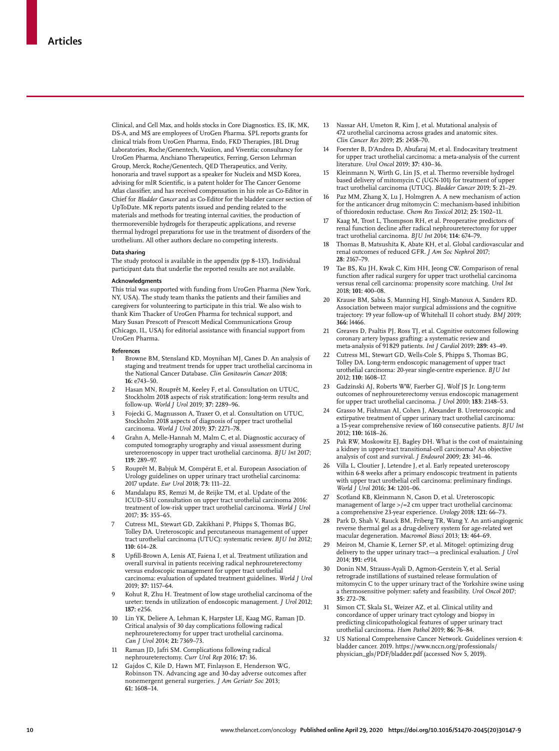Clinical, and Cell Max, and holds stocks in Core Diagnostics. ES, IK, MK, DS-A, and MS are employees of UroGen Pharma. SPL reports grants for clinical trials from UroGen Pharma, Endo, FKD Therapies, JBL Drug Laboratories, Roche/Genentech, Vaxiion, and Viventia; consultancy for UroGen Pharma, Anchiano Therapeutics, Ferring, Gerson Lehrman Group, Merck, Roche/Genentech, QED Therapeutics, and Verity, honoraria and travel support as a speaker for Nucleix and MSD Korea, advising for mIR Scientific, is a patent holder for The Cancer Genome Atlas classifier, and has received compensation in his role as Co-Editor in Chief for *Bladder Cancer* and as Co-Editor for the bladder cancer section of UpToDate. MK reports patents issued and pending related to the materials and methods for treating internal cavities, the production of thermoreversible hydrogels for therapeutic applications, and reverse thermal hydrogel preparations for use in the treatment of disorders of the urothelium. All other authors declare no competing interests.

#### Data sharing

The study protocol is available in the appendix (pp 8–137). Individual participant data that underlie the reported results are not available.

#### Acknowledgments

This trial was supported with funding from UroGen Pharma (New York, NY, USA). The study team thanks the patients and their families and caregivers for volunteering to participate in this trial. We also wish to thank Kim Thacker of UroGen Pharma for technical support, and Mary Susan Prescott of Prescott Medical Communications Group (Chicago, IL, USA) for editorial assistance with financial support from UroGen Pharma.

#### References

1. Browne BM, Stensland KD, Moynihan MJ, Canes D. An analysis of staging and treatment trends for upper tract urothelial carcinoma in the National Cancer Database. *Clin Genitourin Cancer* 2018; **16:** e743–50.
2. Hasan MN, Rouprêt M, Keeley F, et al. Consultation on UTUC, Stockholm 2018 aspects of risk stratification: long-term results and follow-up. *World J Urol* 2019; **37:** 2289–96.
3. Fojecki G, Magnusson A, Traxer O, et al. Consultation on UTUC, Stockholm 2018 aspects of diagnosis of upper tract urothelial carcinoma. *World J Urol* 2019; **37:** 2271–78.
4. Grahn A, Melle-Hannah M, Malm C, et al. Diagnostic accuracy of computed tomography urography and visual assessment during ureterorenoscopy in upper tract urothelial carcinoma. *BJU Int* 2017; **119:** 289–97.
5. Rouprêt M, Babjuk M, Compérat E, et al. European Association of Urology guidelines on upper urinary tract urothelial carcinoma: 2017 update. *Eur Urol* 2018; **73:** 111–22.
6. Mandalapu RS, Remzi M, de Reijke TM, et al. Update of the ICUD–SIU consultation on upper tract urothelial carcinoma 2016: treatment of low-risk upper tract urothelial carcinoma. *World J Urol* 2017; **35:** 355–65.
7. Cutress ML, Stewart GD, Zakikhani P, Phipps S, Thomas BG, Tolley DA. Ureteroscopic and percutaneous management of upper tract urothelial carcinoma (UTUC): systematic review. *BJU Int* 2012; **110:** 614–28.
8. Upfill-Brown A, Lenis AT, Faiena I, et al. Treatment utilization and overall survival in patients receiving radical nephroureterectomy versus endoscopic management for upper tract urothelial carcinoma: evaluation of updated treatment guidelines. *World J Urol* 2019; **37:** 1157–64.
9. Kohut R, Zhu H. Treatment of low stage urothelial carcinoma of the ureter: trends in utilization of endoscopic management. *J Urol* 2012; **187:** e256.
10. Lin YK, Deliere A, Lehman K, Harpster LE, Kaag MG, Raman JD. Critical analysis of 30 day complications following radical nephroureterectomy for upper tract urothelial carcinoma. *Can J Urol* 2014; **21:** 7369–73.
11. Raman JD, Jafri SM. Complications following radical nephroureterectomy. *Curr Urol Rep* 2016; **17:** 36.
12. Gajdos C, Kile D, Hawn MT, Finlayson E, Henderson WG, Robinson TN. Advancing age and 30-day adverse outcomes after nonemergent general surgeries. *J Am Geriatr Soc* 2013; **61:** 1608–14.
13. Nassar AH, Umeton R, Kim J, et al. Mutational analysis of 472 urothelial carcinoma across grades and anatomic sites. *Clin Cancer Res* 2019; **25:** 2458–70.
14. Foerster B, D'Andrea D, Abufaraj M, et al. Endocavitary treatment for upper tract urothelial carcinoma: a meta-analysis of the current literature. *Urol Oncol* 2019; **37:** 430–36.
15. Kleinmann N, Wirth G, Lin JS, et al. Thermo reversible hydrogel based delivery of mitomycin C (UGN-101) for treatment of upper tract urothelial carcinoma (UTUC). *Bladder Cancer* 2019; **5:** 21–29.
16. Paz MM, Zhang X, Lu J, Holmgren A. A new mechanism of action for the anticancer drug mitomycin C: mechanism-based inhibition of thioredoxin reductase. *Chem Res Toxicol* 2012; **25:** 1502–11.
17. Kaag M, Trost L, Thompson RH, et al. Preoperative predictors of renal function decline after radical nephroureterectomy for upper tract urothelial carcinoma. *BJU Int* 2014; **114:** 674–79.
18. Thomas B, Matsushita K, Abate KH, et al. Global cardiovascular and renal outcomes of reduced GFR. *J Am Soc Nephrol* 2017; **28:** 2167–79.
19. Tae BS, Ku JH, Kwak C, Kim HH, Jeong CW. Comparison of renal function after radical surgery for upper tract urothelial carcinoma versus renal cell carcinoma: propensity score matching. *Urol Int* 2018; **101:** 400–08.
20. Krause BM, Sabia S, Manning HJ, Singh-Manoux A, Sanders RD. Association between major surgical admissions and the cognitive trajectory: 19 year follow-up of Whitehall II cohort study. *BMJ* 2019; **366:** l4466.
21. Greaves D, Psaltis PJ, Ross TJ, et al. Cognitive outcomes following coronary artery bypass grafting: a systematic review and meta-analysis of 91 829 patients. *Int J Cardiol* 2019; **289:** 43–49.
22. Cutress ML, Stewart GD, Wells-Cole S, Phipps S, Thomas BG, Tolley DA. Long-term endoscopic management of upper tract urothelial carcinoma: 20-year single-centre experience. *BJU Int* 2012; **110:** 1608–17.
23. Gadzinski AJ, Roberts WW, Faerber GJ, Wolf JS Jr. Long-term outcomes of nephroureterectomy versus endoscopic management for upper tract urothelial carcinoma. *J Urol* 2010; **183:** 2148–53.
24. Grasso M, Fishman AI, Cohen J, Alexander B. Ureteroscopic and extirpative treatment of upper urinary tract urothelial carcinoma: a 15-year comprehensive review of 160 consecutive patients. *BJU Int* 2012; **110:** 1618–26.
25. Pak RW, Moskowitz EJ, Bagley DH. What is the cost of maintaining a kidney in upper-tract transitional-cell carcinoma? An objective analysis of cost and survival. *J Endourol* 2009; **23:** 341–46.
26. Villa L, Cloutier J, Letendre J, et al. Early repeated ureteroscopy within 6-8 weeks after a primary endoscopic treatment in patients with upper tract urothelial cell carcinoma: preliminary findings. *World J Urol* 2016; **34:** 1201–06.
27. Scotland KB, Kleinmann N, Cason D, et al. Ureteroscopic management of large >/=2 cm upper tract urothelial carcinoma: a comprehensive 23-year experience. *Urology* 2018; **121:** 66–73.
28. Park D, Shah V, Rauck BM, Friberg TR, Wang Y. An anti-angiogenic reverse thermal gel as a drug-delivery system for age-related wet macular degeneration. *Macromol Biosci* 2013; **13:** 464–69.
29. Meiron M, Chamie K, Lerner SP, et al. Mitogel: optimizing drug delivery to the upper urinary tract—a preclinical evaluation. *J Urol* 2014; **191:** e914.
30. Donin NM, Strauss-Ayali D, Agmon-Gerstein Y, et al. Serial retrograde instillations of sustained release formulation of mitomycin C to the upper urinary tract of the Yorkshire swine using a thermosensitive polymer: safety and feasibility. *Urol Oncol* 2017; **35:** 272–78.
31. Simon CT, Skala SL, Weizer AZ, et al. Clinical utility and concordance of upper urinary tract cytology and biopsy in predicting clinicopathological features of upper urinary tract urothelial carcinoma. *Hum Pathol* 2019; **86:** 76–84.
32. US National Comprehensive Cancer Network. Guidelines version 4: bladder cancer. 2019. https://www.nccn.org/professionals/physician_gls/PDF/bladder.pdf (accessed Nov 5, 2019).